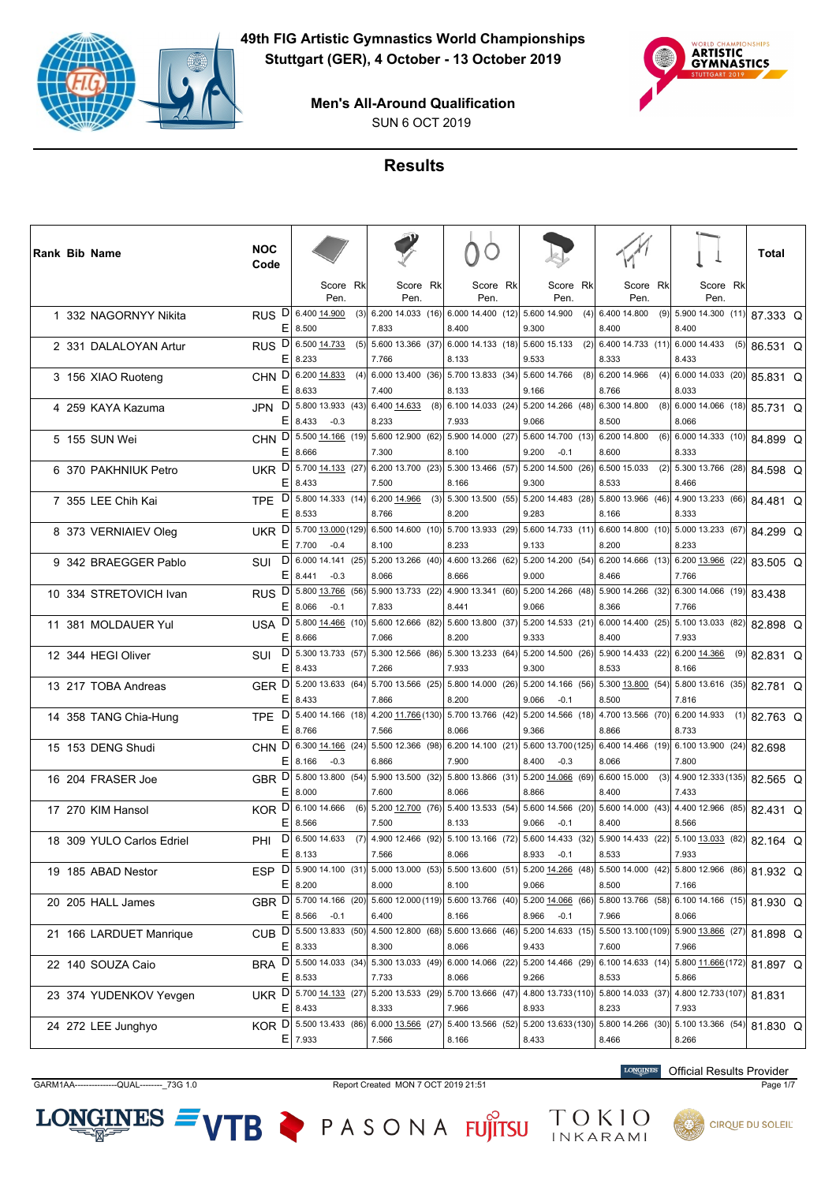**49th FIG Artistic Gymnastics World Championships**
**Stuttgart (GER), 4 October - 13 October 2019**

**Men's All-Around Qualification**
SUN 6 OCT 2019

## Results

| Rank | Bib | Name | NOC Code | | Floor Score (Rk) / Pen. | Pommel Horse Score (Rk) / Pen. | Rings Score (Rk) / Pen. | Vault Score (Rk) / Pen. | Parallel Bars Score (Rk) / Pen. | Horizontal Bar Score (Rk) / Pen. | Total | |
|---|---|---|---|---|---|---|---|---|---|---|---|---|
| 1 | 332 | NAGORNYY Nikita | RUS | D | 6.400 14.900 (3) | 6.200 14.033 (16) | 6.000 14.400 (12) | 5.600 14.900 (4) | 6.400 14.800 (9) | 5.900 14.300 (11) | 87.333 | Q |
| | | | | E | 8.500 | 7.833 | 8.400 | 9.300 | 8.400 | 8.400 | | |
| 2 | 331 | DALALOYAN Artur | RUS | D | 6.500 14.733 (5) | 5.600 13.366 (37) | 6.000 14.133 (18) | 5.600 15.133 (2) | 6.400 14.733 (11) | 6.000 14.433 (5) | 86.531 | Q |
| | | | | E | 8.233 | 7.766 | 8.133 | 9.533 | 8.333 | 8.433 | | |
| 3 | 156 | XIAO Ruoteng | CHN | D | 6.200 14.833 (4) | 6.000 13.400 (36) | 5.700 13.833 (34) | 5.600 14.766 (8) | 6.200 14.966 (4) | 6.000 14.033 (20) | 85.831 | Q |
| | | | | E | 8.633 | 7.400 | 8.133 | 9.166 | 8.766 | 8.033 | | |
| 4 | 259 | KAYA Kazuma | JPN | D | 5.800 13.933 (43) | 6.400 14.633 (8) | 6.100 14.033 (24) | 5.200 14.266 (48) | 6.300 14.800 (8) | 6.000 14.066 (18) | 85.731 | Q |
| | | | | E | 8.433 -0.3 | 8.233 | 7.933 | 9.066 | 8.500 | 8.066 | | |
| 5 | 155 | SUN Wei | CHN | D | 5.500 14.166 (19) | 5.600 12.900 (62) | 5.900 14.000 (27) | 5.600 14.700 (13) | 6.200 14.800 (6) | 6.000 14.333 (10) | 84.899 | Q |
| | | | | E | 8.666 | 7.300 | 8.100 | 9.200 -0.1 | 8.600 | 8.333 | | |
| 6 | 370 | PAKHNIUK Petro | UKR | D | 5.700 14.133 (27) | 6.200 13.700 (23) | 5.300 13.466 (57) | 5.200 14.500 (26) | 6.500 15.033 (2) | 5.300 13.766 (28) | 84.598 | Q |
| | | | | E | 8.433 | 7.500 | 8.166 | 9.300 | 8.533 | 8.466 | | |
| 7 | 355 | LEE Chih Kai | TPE | D | 5.800 14.333 (14) | 6.200 14.966 (3) | 5.300 13.500 (55) | 5.200 14.483 (28) | 5.800 13.966 (46) | 4.900 13.233 (66) | 84.481 | Q |
| | | | | E | 8.533 | 8.766 | 8.200 | 9.283 | 8.166 | 8.333 | | |
| 8 | 373 | VERNIAIEV Oleg | UKR | D | 5.700 13.000 (129) | 6.500 14.600 (10) | 5.700 13.933 (29) | 5.600 14.733 (11) | 6.600 14.800 (10) | 5.000 13.233 (67) | 84.299 | Q |
| | | | | E | 7.700 -0.4 | 8.100 | 8.233 | 9.133 | 8.200 | 8.233 | | |
| 9 | 342 | BRAEGGER Pablo | SUI | D | 6.000 14.141 (25) | 5.200 13.266 (40) | 4.600 13.266 (62) | 5.200 14.200 (54) | 6.200 14.666 (13) | 6.200 13.966 (22) | 83.505 | Q |
| | | | | E | 8.441 -0.3 | 8.066 | 8.666 | 9.000 | 8.466 | 7.766 | | |
| 10 | 334 | STRETOVICH Ivan | RUS | D | 5.800 13.766 (56) | 5.900 13.733 (22) | 4.900 13.341 (60) | 5.200 14.266 (48) | 5.900 14.266 (32) | 6.300 14.066 (19) | 83.438 | |
| | | | | E | 8.066 -0.1 | 7.833 | 8.441 | 9.066 | 8.366 | 7.766 | | |
| 11 | 381 | MOLDAUER Yul | USA | D | 5.800 14.466 (10) | 5.600 12.666 (82) | 5.600 13.800 (37) | 5.200 14.533 (21) | 6.000 14.400 (25) | 5.100 13.033 (82) | 82.898 | Q |
| | | | | E | 8.666 | 7.066 | 8.200 | 9.333 | 8.400 | 7.933 | | |
| 12 | 344 | HEGI Oliver | SUI | D | 5.300 13.733 (57) | 5.300 12.566 (86) | 5.300 13.233 (64) | 5.200 14.500 (26) | 5.900 14.433 (22) | 6.200 14.366 (9) | 82.831 | Q |
| | | | | E | 8.433 | 7.266 | 7.933 | 9.300 | 8.533 | 8.166 | | |
| 13 | 217 | TOBA Andreas | GER | D | 5.200 13.633 (64) | 5.700 13.566 (25) | 5.800 14.000 (26) | 5.200 14.166 (56) | 5.300 13.800 (54) | 5.800 13.616 (35) | 82.781 | Q |
| | | | | E | 8.433 | 7.866 | 8.200 | 9.066 -0.1 | 8.500 | 7.816 | | |
| 14 | 358 | TANG Chia-Hung | TPE | D | 5.400 14.166 (18) | 4.200 11.766 (130) | 5.700 13.766 (42) | 5.200 14.566 (18) | 4.700 13.566 (70) | 6.200 14.933 (1) | 82.763 | Q |
| | | | | E | 8.766 | 7.566 | 8.066 | 9.366 | 8.866 | 8.733 | | |
| 15 | 153 | DENG Shudi | CHN | D | 6.300 14.166 (24) | 5.500 12.366 (98) | 6.200 14.100 (21) | 5.600 13.700 (125) | 6.400 14.466 (19) | 6.100 13.900 (24) | 82.698 | |
| | | | | E | 8.166 -0.3 | 6.866 | 7.900 | 8.400 -0.3 | 8.066 | 7.800 | | |
| 16 | 204 | FRASER Joe | GBR | D | 5.800 13.800 (54) | 5.900 13.500 (32) | 5.800 13.866 (31) | 5.200 14.066 (69) | 6.600 15.000 (3) | 4.900 12.333 (135) | 82.565 | Q |
| | | | | E | 8.000 | 7.600 | 8.066 | 8.866 | 8.400 | 7.433 | | |
| 17 | 270 | KIM Hansol | KOR | D | 6.100 14.666 (6) | 5.200 12.700 (76) | 5.400 13.533 (54) | 5.600 14.566 (20) | 5.600 14.000 (43) | 4.400 12.966 (85) | 82.431 | Q |
| | | | | E | 8.566 | 7.500 | 8.133 | 9.066 -0.1 | 8.400 | 8.566 | | |
| 18 | 309 | YULO Carlos Edriel | PHI | D | 6.500 14.633 (7) | 4.900 12.466 (92) | 5.100 13.166 (72) | 5.600 14.433 (32) | 5.900 14.433 (22) | 5.100 13.033 (82) | 82.164 | Q |
| | | | | E | 8.133 | 7.566 | 8.066 | 8.933 -0.1 | 8.533 | 7.933 | | |
| 19 | 185 | ABAD Nestor | ESP | D | 5.900 14.100 (31) | 5.000 13.000 (53) | 5.500 13.600 (51) | 5.200 14.266 (48) | 5.500 14.000 (42) | 5.800 12.966 (86) | 81.932 | Q |
| | | | | E | 8.200 | 8.000 | 8.100 | 9.066 | 8.500 | 7.166 | | |
| 20 | 205 | HALL James | GBR | D | 5.700 14.166 (20) | 5.600 12.000 (119) | 5.600 13.766 (40) | 5.200 14.066 (66) | 5.800 13.766 (58) | 6.100 14.166 (15) | 81.930 | Q |
| | | | | E | 8.566 -0.1 | 6.400 | 8.166 | 8.966 -0.1 | 7.966 | 8.066 | | |
| 21 | 166 | LARDUET Manrique | CUB | D | 5.500 13.833 (50) | 4.500 12.800 (68) | 5.600 13.666 (46) | 5.200 14.633 (15) | 5.500 13.100 (109) | 5.900 13.866 (27) | 81.898 | Q |
| | | | | E | 8.333 | 8.300 | 8.066 | 9.433 | 7.600 | 7.966 | | |
| 22 | 140 | SOUZA Caio | BRA | D | 5.500 14.033 (34) | 5.300 13.033 (49) | 6.000 14.066 (22) | 5.200 14.466 (29) | 6.100 14.633 (14) | 5.800 11.666 (172) | 81.897 | Q |
| | | | | E | 8.533 | 7.733 | 8.066 | 9.266 | 8.533 | 5.866 | | |
| 23 | 374 | YUDENKOV Yevgen | UKR | D | 5.700 14.133 (27) | 5.200 13.533 (29) | 5.700 13.666 (47) | 4.800 13.733 (110) | 5.800 14.033 (37) | 4.800 12.733 (107) | 81.831 | |
| | | | | E | 8.433 | 8.333 | 7.966 | 8.933 | 8.233 | 7.933 | | |
| 24 | 272 | LEE Junghyo | KOR | D | 5.500 13.433 (86) | 6.000 13.566 (27) | 5.400 13.566 (52) | 5.200 13.633 (130) | 5.800 14.266 (30) | 5.100 13.366 (54) | 81.830 | Q |
| | | | | E | 7.933 | 7.566 | 8.166 | 8.433 | 8.466 | 8.266 | | |

GARM1AA--------------QUAL--------_73G 1.0 Report Created MON 7 OCT 2019 21:51

Official Results Provider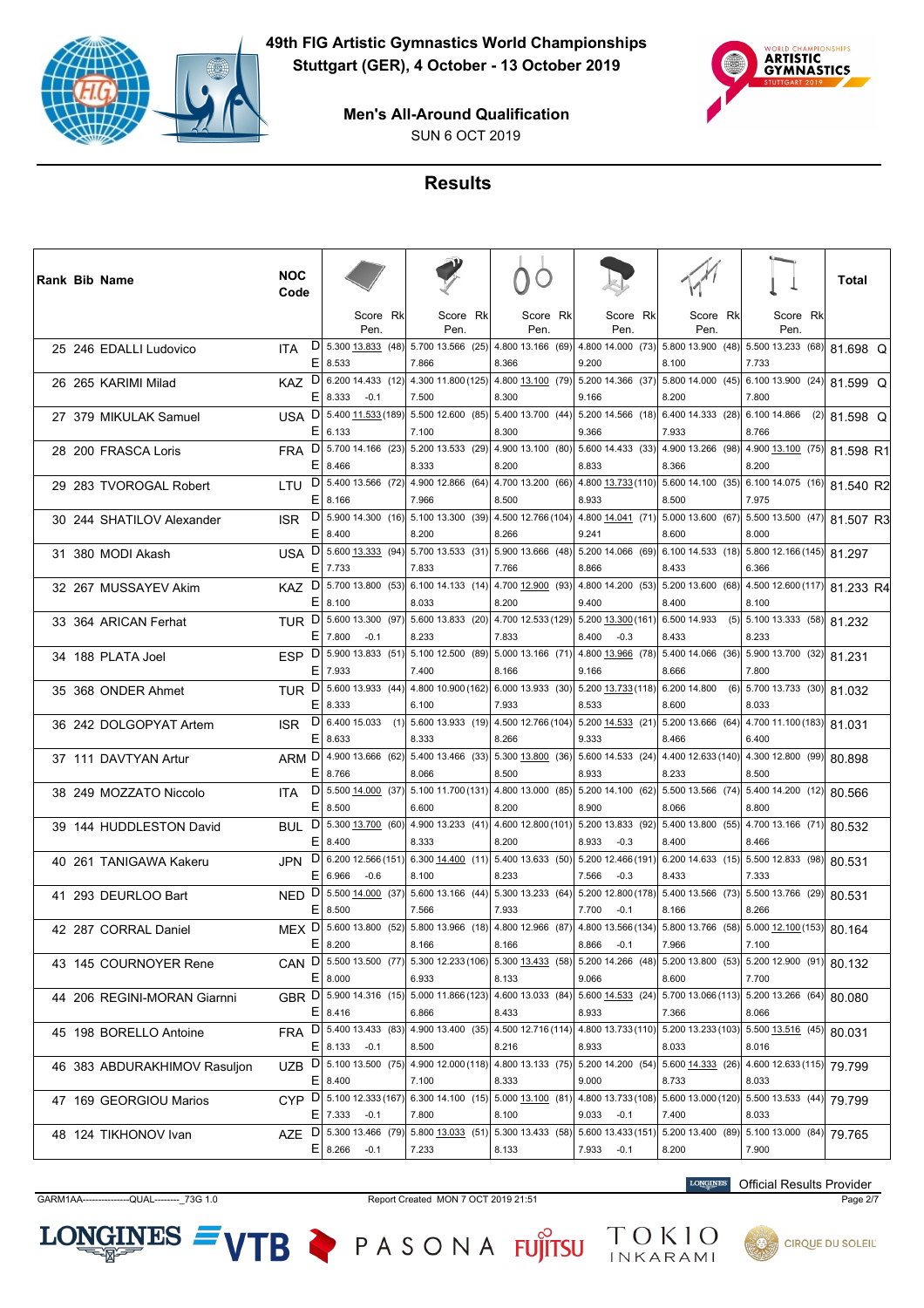# 49th FIG Artistic Gymnastics World Championships

**Stuttgart (GER), 4 October - 13 October 2019**

**Men's All-Around Qualification**

SUN 6 OCT 2019

## Results

| Rank | Bib | Name | NOC Code | | Floor Score (Rk) Pen. | Pommel Horse Score (Rk) Pen. | Rings Score (Rk) Pen. | Vault Score (Rk) Pen. | Parallel Bars Score (Rk) Pen. | Horizontal Bar Score (Rk) Pen. | Total |
|---|---|---|---|---|---|---|---|---|---|---|---|
| 25 | 246 | EDALLI Ludovico | ITA | D | 5.300 13.833 (48) | 5.700 13.566 (25) | 4.800 13.166 (69) | 4.800 14.000 (73) | 5.800 13.900 (48) | 5.500 13.233 (68) | 81.698 Q |
| | | | | E | 8.533 | 7.866 | 8.366 | 9.200 | 8.100 | 7.733 | |
| 26 | 265 | KARIMI Milad | KAZ | D | 6.200 14.433 (12) | 4.300 11.800 (125) | 4.800 13.100 (79) | 5.200 14.366 (37) | 5.800 14.000 (45) | 6.100 13.900 (24) | 81.599 Q |
| | | | | E | 8.333 -0.1 | 7.500 | 8.300 | 9.166 | 8.200 | 7.800 | |
| 27 | 379 | MIKULAK Samuel | USA | D | 5.400 11.533 (189) | 5.500 12.600 (85) | 5.400 13.700 (44) | 5.200 14.566 (18) | 6.400 14.333 (28) | 6.100 14.866 (2) | 81.598 Q |
| | | | | E | 6.133 | 7.100 | 8.300 | 9.366 | 7.933 | 8.766 | |
| 28 | 200 | FRASCA Loris | FRA | D | 5.700 14.166 (23) | 5.200 13.533 (29) | 4.900 13.100 (80) | 5.600 14.433 (33) | 4.900 13.266 (98) | 4.900 13.100 (75) | 81.598 R1 |
| | | | | E | 8.466 | 8.333 | 8.200 | 8.833 | 8.366 | 8.200 | |
| 29 | 283 | TVOROGAL Robert | LTU | D | 5.400 13.566 (72) | 4.900 12.866 (64) | 4.700 13.200 (66) | 4.800 13.733 (110) | 5.600 14.100 (35) | 6.100 14.075 (16) | 81.540 R2 |
| | | | | E | 8.166 | 7.966 | 8.500 | 8.933 | 8.500 | 7.975 | |
| 30 | 244 | SHATILOV Alexander | ISR | D | 5.900 14.300 (16) | 5.100 13.300 (39) | 4.500 12.766 (104) | 4.800 14.041 (71) | 5.000 13.600 (67) | 5.500 13.500 (47) | 81.507 R3 |
| | | | | E | 8.400 | 8.200 | 8.266 | 9.241 | 8.600 | 8.000 | |
| 31 | 380 | MODI Akash | USA | D | 5.600 13.333 (94) | 5.700 13.533 (31) | 5.900 13.666 (48) | 5.200 14.066 (69) | 6.100 14.533 (18) | 5.800 12.166 (145) | 81.297 |
| | | | | E | 7.733 | 7.833 | 7.766 | 8.866 | 8.433 | 6.366 | |
| 32 | 267 | MUSSAYEV Akim | KAZ | D | 5.700 13.800 (53) | 6.100 14.133 (14) | 4.700 12.900 (93) | 4.800 14.200 (53) | 5.200 13.600 (68) | 4.500 12.600 (117) | 81.233 R4 |
| | | | | E | 8.100 | 8.033 | 8.200 | 9.400 | 8.400 | 8.100 | |
| 33 | 364 | ARICAN Ferhat | TUR | D | 5.600 13.300 (97) | 5.600 13.833 (20) | 4.700 12.533 (129) | 5.200 13.300 (161) | 6.500 14.933 (5) | 5.100 13.333 (58) | 81.232 |
| | | | | E | 7.800 -0.1 | 8.233 | 7.833 | 8.400 -0.3 | 8.433 | 8.233 | |
| 34 | 188 | PLATA Joel | ESP | D | 5.900 13.833 (51) | 5.100 12.500 (89) | 5.000 13.166 (71) | 4.800 13.966 (78) | 5.400 14.066 (36) | 5.900 13.700 (32) | 81.231 |
| | | | | E | 7.933 | 7.400 | 8.166 | 9.166 | 8.666 | 7.800 | |
| 35 | 368 | ONDER Ahmet | TUR | D | 5.600 13.933 (44) | 4.800 10.900 (162) | 6.000 13.933 (30) | 5.200 13.733 (118) | 6.200 14.800 (6) | 5.700 13.733 (30) | 81.032 |
| | | | | E | 8.333 | 6.100 | 7.933 | 8.533 | 8.600 | 8.033 | |
| 36 | 242 | DOLGOPYAT Artem | ISR | D | 6.400 15.033 (1) | 5.600 13.933 (19) | 4.500 12.766 (104) | 5.200 14.533 (21) | 5.200 13.666 (64) | 4.700 11.100 (183) | 81.031 |
| | | | | E | 8.633 | 8.333 | 8.266 | 9.333 | 8.466 | 6.400 | |
| 37 | 111 | DAVTYAN Artur | ARM | D | 4.900 13.666 (62) | 5.400 13.466 (33) | 5.300 13.800 (36) | 5.600 14.533 (24) | 4.400 12.633 (140) | 4.300 12.800 (99) | 80.898 |
| | | | | E | 8.766 | 8.066 | 8.500 | 8.933 | 8.233 | 8.500 | |
| 38 | 249 | MOZZATO Niccolo | ITA | D | 5.500 14.000 (37) | 5.100 11.700 (131) | 4.800 13.000 (85) | 5.200 14.100 (62) | 5.500 13.566 (74) | 5.400 14.200 (12) | 80.566 |
| | | | | E | 8.500 | 6.600 | 8.200 | 8.900 | 8.066 | 8.800 | |
| 39 | 144 | HUDDLESTON David | BUL | D | 5.300 13.700 (60) | 4.900 13.233 (41) | 4.600 12.800 (101) | 5.200 13.833 (92) | 5.400 13.800 (55) | 4.700 13.166 (71) | 80.532 |
| | | | | E | 8.400 | 8.333 | 8.200 | 8.933 -0.3 | 8.400 | 8.466 | |
| 40 | 261 | TANIGAWA Kakeru | JPN | D | 6.200 12.566 (151) | 6.300 14.400 (11) | 5.400 13.633 (50) | 5.200 12.466 (191) | 6.200 14.633 (15) | 5.500 12.833 (98) | 80.531 |
| | | | | E | 6.966 -0.6 | 8.100 | 8.233 | 7.566 -0.3 | 8.433 | 7.333 | |
| 41 | 293 | DEURLOO Bart | NED | D | 5.500 14.000 (37) | 5.600 13.166 (44) | 5.300 13.233 (64) | 5.200 12.800 (178) | 5.400 13.566 (73) | 5.500 13.766 (29) | 80.531 |
| | | | | E | 8.500 | 7.566 | 7.933 | 7.700 -0.1 | 8.166 | 8.266 | |
| 42 | 287 | CORRAL Daniel | MEX | D | 5.600 13.800 (52) | 5.800 13.966 (18) | 4.800 12.966 (87) | 4.800 13.566 (134) | 5.800 13.766 (58) | 5.000 12.100 (153) | 80.164 |
| | | | | E | 8.200 | 8.166 | 8.166 | 8.866 -0.1 | 7.966 | 7.100 | |
| 43 | 145 | COURNOYER Rene | CAN | D | 5.500 13.500 (77) | 5.300 12.233 (106) | 5.300 13.433 (58) | 5.200 14.266 (48) | 5.200 13.800 (53) | 5.200 12.900 (91) | 80.132 |
| | | | | E | 8.000 | 6.933 | 8.133 | 9.066 | 8.600 | 7.700 | |
| 44 | 206 | REGINI-MORAN Giarnni | GBR | D | 5.900 14.316 (15) | 5.000 11.866 (123) | 4.600 13.033 (84) | 5.600 14.533 (24) | 5.700 13.066 (113) | 5.200 13.266 (64) | 80.080 |
| | | | | E | 8.416 | 6.866 | 8.433 | 8.933 | 7.366 | 8.066 | |
| 45 | 198 | BORELLO Antoine | FRA | D | 5.400 13.433 (83) | 4.900 13.400 (35) | 4.500 12.716 (114) | 4.800 13.733 (110) | 5.200 13.233 (103) | 5.500 13.516 (45) | 80.031 |
| | | | | E | 8.133 -0.1 | 8.500 | 8.216 | 8.933 | 8.033 | 8.016 | |
| 46 | 383 | ABDURAKHIMOV Rasuljon | UZB | D | 5.100 13.500 (75) | 4.900 12.000 (118) | 4.800 13.133 (75) | 5.200 14.200 (54) | 5.600 14.333 (26) | 4.600 12.633 (115) | 79.799 |
| | | | | E | 8.400 | 7.100 | 8.333 | 9.000 | 8.733 | 8.033 | |
| 47 | 169 | GEORGIOU Marios | CYP | D | 5.100 12.333 (167) | 6.300 14.100 (15) | 5.000 13.100 (81) | 4.800 13.733 (108) | 5.600 13.000 (120) | 5.500 13.533 (44) | 79.799 |
| | | | | E | 7.333 -0.1 | 7.800 | 8.100 | 9.033 -0.1 | 7.400 | 8.033 | |
| 48 | 124 | TIKHONOV Ivan | AZE | D | 5.300 13.466 (79) | 5.800 13.033 (51) | 5.300 13.433 (58) | 5.600 13.433 (151) | 5.200 13.400 (89) | 5.100 13.000 (84) | 79.765 |
| | | | | E | 8.266 -0.1 | 7.233 | 8.133 | 7.933 -0.1 | 8.200 | 7.900 | |

GARM1AA---------------QUAL--------_73G 1.0 Report Created MON 7 OCT 2019 21:51

Official Results Provider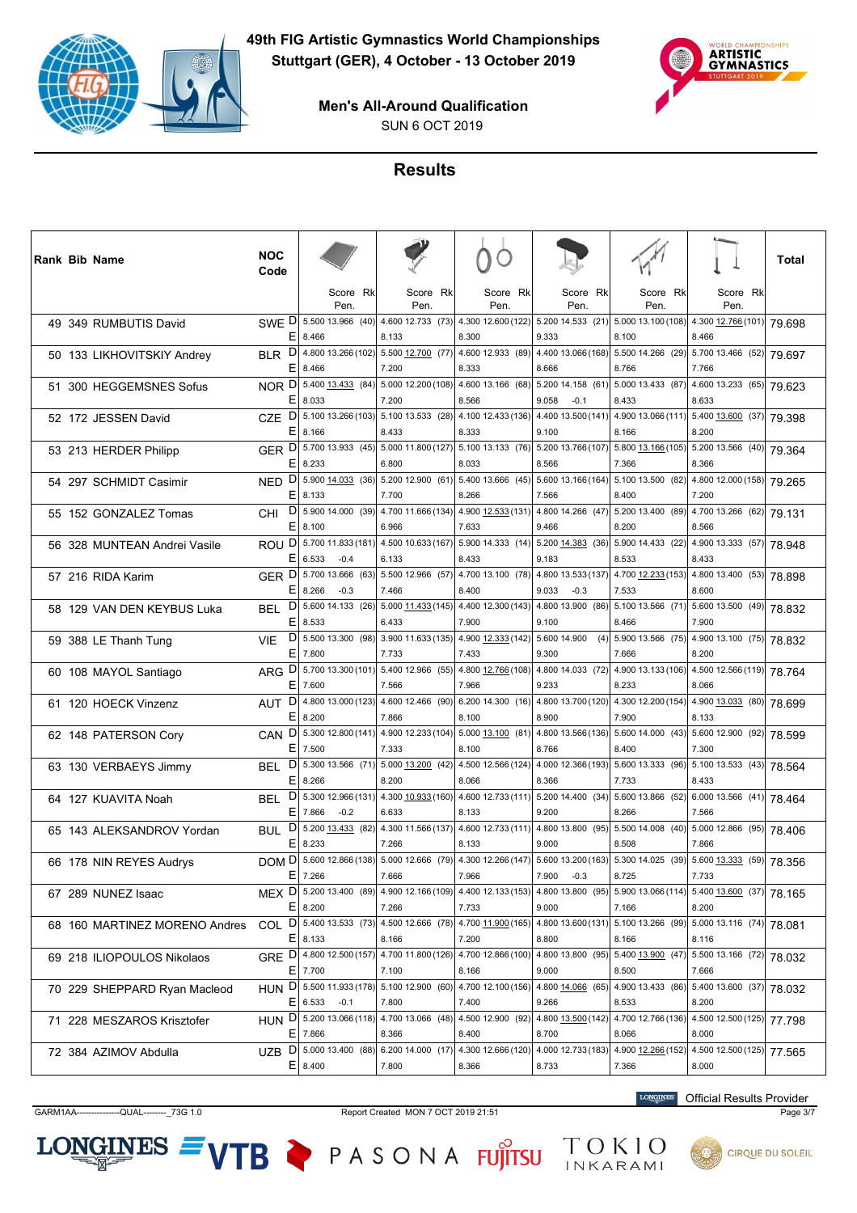# 49th FIG Artistic Gymnastics World Championships

**Stuttgart (GER), 4 October - 13 October 2019**

**Men's All-Around Qualification**

SUN 6 OCT 2019

## Results

| Rank | Bib | Name | NOC Code | | Floor Score (Rk) Pen. | Pommel Horse Score (Rk) Pen. | Rings Score (Rk) Pen. | Vault Score (Rk) Pen. | Parallel Bars Score (Rk) Pen. | Horizontal Bar Score (Rk) Pen. | Total |
|---|---|---|---|---|---|---|---|---|---|---|---|
| 49 | 349 | RUMBUTIS David | SWE | D | 5.500 13.966 (40) | 4.600 12.733 (73) | 4.300 12.600 (122) | 5.200 14.533 (21) | 5.000 13.100 (108) | 4.300 12.766 (101) | 79.698 |
| | | | | E | 8.466 | 8.133 | 8.300 | 9.333 | 8.100 | 8.466 | |
| 50 | 133 | LIKHOVITSKIY Andrey | BLR | D | 4.800 13.266 (102) | 5.500 12.700 (77) | 4.600 12.933 (89) | 4.400 13.066 (168) | 5.500 14.266 (29) | 5.700 13.466 (52) | 79.697 |
| | | | | E | 8.466 | 7.200 | 8.333 | 8.666 | 8.766 | 7.766 | |
| 51 | 300 | HEGGEMSNES Sofus | NOR | D | 5.400 13.433 (84) | 5.000 12.200 (108) | 4.600 13.166 (68) | 5.200 14.158 (61) | 5.000 13.433 (87) | 4.600 13.233 (65) | 79.623 |
| | | | | E | 8.033 | 7.200 | 8.566 | 9.058 -0.1 | 8.433 | 8.633 | |
| 52 | 172 | JESSEN David | CZE | D | 5.100 13.266 (103) | 5.100 13.533 (28) | 4.100 12.433 (136) | 4.400 13.500 (141) | 4.900 13.066 (111) | 5.400 13.600 (37) | 79.398 |
| | | | | E | 8.166 | 8.433 | 8.333 | 9.100 | 8.166 | 8.200 | |
| 53 | 213 | HERDER Philipp | GER | D | 5.700 13.933 (45) | 5.000 11.800 (127) | 5.100 13.133 (76) | 5.200 13.766 (107) | 5.800 13.166 (105) | 5.200 13.566 (40) | 79.364 |
| | | | | E | 8.233 | 6.800 | 8.033 | 8.566 | 7.366 | 8.366 | |
| 54 | 297 | SCHMIDT Casimir | NED | D | 5.900 14.033 (36) | 5.200 12.900 (61) | 5.400 13.666 (45) | 5.600 13.166 (164) | 5.100 13.500 (82) | 4.800 12.000 (158) | 79.265 |
| | | | | E | 8.133 | 7.700 | 8.266 | 7.566 | 8.400 | 7.200 | |
| 55 | 152 | GONZALEZ Tomas | CHI | D | 5.900 14.000 (39) | 4.700 11.666 (134) | 4.900 12.533 (131) | 4.800 14.266 (47) | 5.200 13.400 (89) | 4.700 13.266 (62) | 79.131 |
| | | | | E | 8.100 | 6.966 | 7.633 | 9.466 | 8.200 | 8.566 | |
| 56 | 328 | MUNTEAN Andrei Vasile | ROU | D | 5.700 11.833 (181) | 4.500 10.633 (167) | 5.900 14.333 (14) | 5.200 14.383 (36) | 5.900 14.433 (22) | 4.900 13.333 (57) | 78.948 |
| | | | | E | 6.533 -0.4 | 6.133 | 8.433 | 9.183 | 8.533 | 8.433 | |
| 57 | 216 | RIDA Karim | GER | D | 5.700 13.666 (63) | 5.500 12.966 (57) | 4.700 13.100 (78) | 4.800 13.533 (137) | 4.700 12.233 (153) | 4.800 13.400 (53) | 78.898 |
| | | | | E | 8.266 -0.3 | 7.466 | 8.400 | 9.033 -0.3 | 7.533 | 8.600 | |
| 58 | 129 | VAN DEN KEYBUS Luka | BEL | D | 5.600 14.133 (26) | 5.000 11.433 (145) | 4.400 12.300 (143) | 4.800 13.900 (86) | 5.100 13.566 (71) | 5.600 13.500 (49) | 78.832 |
| | | | | E | 8.533 | 6.433 | 7.900 | 9.100 | 8.466 | 7.900 | |
| 59 | 388 | LE Thanh Tung | VIE | D | 5.500 13.300 (98) | 3.900 11.633 (135) | 4.900 12.333 (142) | 5.600 14.900 (4) | 5.900 13.566 (75) | 4.900 13.100 (75) | 78.832 |
| | | | | E | 7.800 | 7.733 | 7.433 | 9.300 | 7.666 | 8.200 | |
| 60 | 108 | MAYOL Santiago | ARG | D | 5.700 13.300 (101) | 5.400 12.966 (55) | 4.800 12.766 (108) | 4.800 14.033 (72) | 4.900 13.133 (106) | 4.500 12.566 (119) | 78.764 |
| | | | | E | 7.600 | 7.566 | 7.966 | 9.233 | 8.233 | 8.066 | |
| 61 | 120 | HOECK Vinzenz | AUT | D | 4.800 13.000 (123) | 4.600 12.466 (90) | 6.200 14.300 (16) | 4.800 13.700 (120) | 4.300 12.200 (154) | 4.900 13.033 (80) | 78.699 |
| | | | | E | 8.200 | 7.866 | 8.100 | 8.900 | 7.900 | 8.133 | |
| 62 | 148 | PATERSON Cory | CAN | D | 5.300 12.800 (141) | 4.900 12.233 (104) | 5.000 13.100 (81) | 4.800 13.566 (136) | 5.600 14.000 (43) | 5.600 12.900 (92) | 78.599 |
| | | | | E | 7.500 | 7.333 | 8.100 | 8.766 | 8.400 | 7.300 | |
| 63 | 130 | VERBAEYS Jimmy | BEL | D | 5.300 13.566 (71) | 5.000 13.200 (42) | 4.500 12.566 (124) | 4.000 12.366 (193) | 5.600 13.333 (96) | 5.100 13.533 (43) | 78.564 |
| | | | | E | 8.266 | 8.200 | 8.066 | 8.366 | 7.733 | 8.433 | |
| 64 | 127 | KUAVITA Noah | BEL | D | 5.300 12.966 (131) | 4.300 10.933 (160) | 4.600 12.733 (111) | 5.200 14.400 (34) | 5.600 13.866 (52) | 6.000 13.566 (41) | 78.464 |
| | | | | E | 7.866 -0.2 | 6.633 | 8.133 | 9.200 | 8.266 | 7.566 | |
| 65 | 143 | ALEKSANDROV Yordan | BUL | D | 5.200 13.433 (82) | 4.300 11.566 (137) | 4.600 12.733 (111) | 4.800 13.800 (95) | 5.500 14.008 (40) | 5.000 12.866 (95) | 78.406 |
| | | | | E | 8.233 | 7.266 | 8.133 | 9.000 | 8.508 | 7.866 | |
| 66 | 178 | NIN REYES Audrys | DOM | D | 5.600 12.866 (138) | 5.000 12.666 (79) | 4.300 12.266 (147) | 5.600 13.200 (163) | 5.300 14.025 (39) | 5.600 13.333 (59) | 78.356 |
| | | | | E | 7.266 | 7.666 | 7.966 | 7.900 -0.3 | 8.725 | 7.733 | |
| 67 | 289 | NUNEZ Isaac | MEX | D | 5.200 13.400 (89) | 4.900 12.166 (109) | 4.400 12.133 (153) | 4.800 13.800 (95) | 5.900 13.066 (114) | 5.400 13.600 (37) | 78.165 |
| | | | | E | 8.200 | 7.266 | 7.733 | 9.000 | 7.166 | 8.200 | |
| 68 | 160 | MARTINEZ MORENO Andres | COL | D | 5.400 13.533 (73) | 4.500 12.666 (78) | 4.700 11.900 (165) | 4.800 13.600 (131) | 5.100 13.266 (99) | 5.000 13.116 (74) | 78.081 |
| | | | | E | 8.133 | 8.166 | 7.200 | 8.800 | 8.166 | 8.116 | |
| 69 | 218 | ILIOPOULOS Nikolaos | GRE | D | 4.800 12.500 (157) | 4.700 11.800 (126) | 4.700 12.866 (100) | 4.800 13.800 (95) | 5.400 13.900 (47) | 5.500 13.166 (72) | 78.032 |
| | | | | E | 7.700 | 7.100 | 8.166 | 9.000 | 8.500 | 7.666 | |
| 70 | 229 | SHEPPARD Ryan Macleod | HUN | D | 5.500 11.933 (178) | 5.100 12.900 (60) | 4.700 12.100 (156) | 4.800 14.066 (65) | 4.900 13.433 (86) | 5.400 13.600 (37) | 78.032 |
| | | | | E | 6.533 -0.1 | 7.800 | 7.400 | 9.266 | 8.533 | 8.200 | |
| 71 | 228 | MESZAROS Krisztofer | HUN | D | 5.200 13.066 (118) | 4.700 13.066 (48) | 4.500 12.900 (92) | 4.800 13.500 (142) | 4.700 12.766 (136) | 4.500 12.500 (125) | 77.798 |
| | | | | E | 7.866 | 8.366 | 8.400 | 8.700 | 8.066 | 8.000 | |
| 72 | 384 | AZIMOV Abdulla | UZB | D | 5.000 13.400 (88) | 6.200 14.000 (17) | 4.300 12.666 (120) | 4.000 12.733 (183) | 4.900 12.266 (152) | 4.500 12.500 (125) | 77.565 |
| | | | | E | 8.400 | 7.800 | 8.366 | 8.733 | 7.366 | 8.000 | |

GARM1AA---------------QUAL--------_73G 1.0 — Report Created MON 7 OCT 2019 21:51

LONGINES Official Results Provider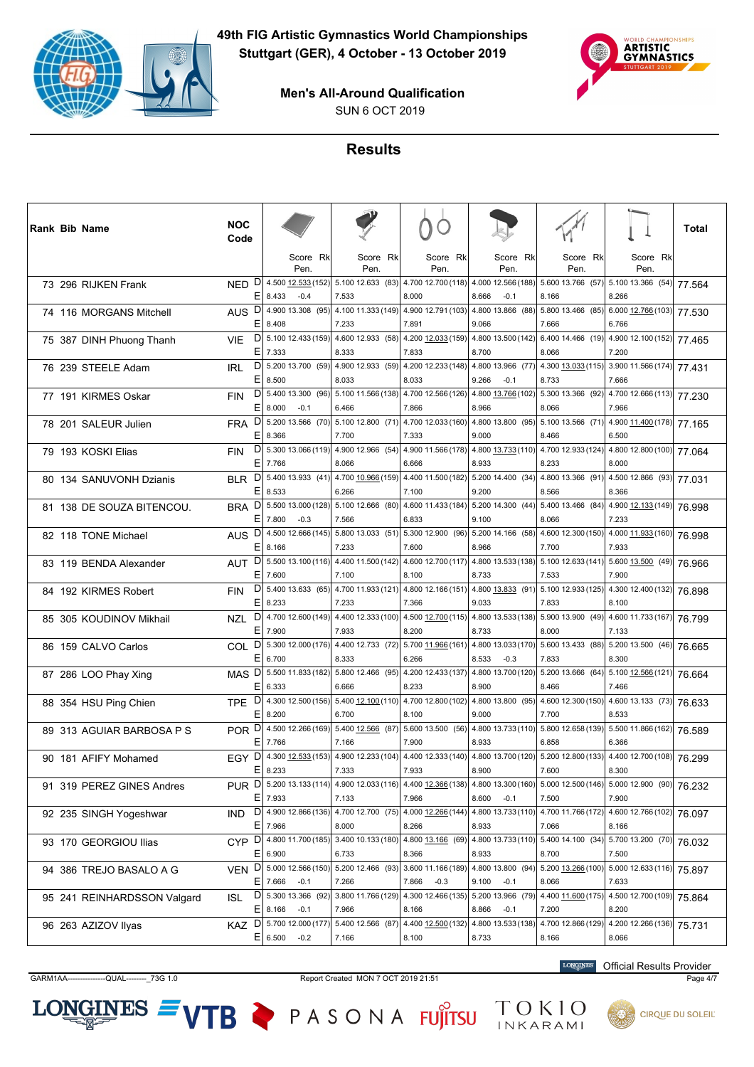# 49th FIG Artistic Gymnastics World Championships

**Stuttgart (GER), 4 October - 13 October 2019**

**Men's All-Around Qualification**

SUN 6 OCT 2019

## Results

| Rank | Bib | Name | NOC Code | | Floor Exercise Score (Rk) Pen. | Pommel Horse Score (Rk) Pen. | Rings Score (Rk) Pen. | Vault Score (Rk) Pen. | Parallel Bars Score (Rk) Pen. | Horizontal Bar Score (Rk) Pen. | Total |
|---|---|---|---|---|---|---|---|---|---|---|---|
| 73 | 296 | RIJKEN Frank | NED | D | 4.500 12.533 (152) | 5.100 12.633 (83) | 4.700 12.700 (118) | 4.000 12.566 (188) | 5.600 13.766 (57) | 5.100 13.366 (54) | 77.564 |
| | | | | E | 8.433 -0.4 | 7.533 | 8.000 | 8.666 -0.1 | 8.166 | 8.266 | |
| 74 | 116 | MORGANS Mitchell | AUS | D | 4.900 13.308 (95) | 4.100 11.333 (149) | 4.900 12.791 (103) | 4.800 13.866 (88) | 5.800 13.466 (85) | 6.000 12.766 (103) | 77.530 |
| | | | | E | 8.408 | 7.233 | 7.891 | 9.066 | 7.666 | 6.766 | |
| 75 | 387 | DINH Phuong Thanh | VIE | D | 5.100 12.433 (159) | 4.600 12.933 (58) | 4.200 12.033 (159) | 4.800 13.500 (142) | 6.400 14.466 (19) | 4.900 12.100 (152) | 77.465 |
| | | | | E | 7.333 | 8.333 | 7.833 | 8.700 | 8.066 | 7.200 | |
| 76 | 239 | STEELE Adam | IRL | D | 5.200 13.700 (59) | 4.900 12.933 (59) | 4.200 12.233 (148) | 4.800 13.966 (77) | 4.300 13.033 (115) | 3.900 11.566 (174) | 77.431 |
| | | | | E | 8.500 | 8.033 | 8.033 | 9.266 -0.1 | 8.733 | 7.666 | |
| 77 | 191 | KIRMES Oskar | FIN | D | 5.400 13.300 (96) | 5.100 11.566 (138) | 4.700 12.566 (126) | 4.800 13.766 (102) | 5.300 13.366 (92) | 4.700 12.666 (113) | 77.230 |
| | | | | E | 8.000 -0.1 | 6.466 | 7.866 | 8.966 | 8.066 | 7.966 | |
| 78 | 201 | SALEUR Julien | FRA | D | 5.200 13.566 (70) | 5.100 12.800 (71) | 4.700 12.033 (160) | 4.800 13.800 (95) | 5.100 13.566 (71) | 4.900 11.400 (178) | 77.165 |
| | | | | E | 8.366 | 7.700 | 7.333 | 9.000 | 8.466 | 6.500 | |
| 79 | 193 | KOSKI Elias | FIN | D | 5.300 13.066 (119) | 4.900 12.966 (54) | 4.900 11.566 (178) | 4.800 13.733 (110) | 4.700 12.933 (124) | 4.800 12.800 (100) | 77.064 |
| | | | | E | 7.766 | 8.066 | 6.666 | 8.933 | 8.233 | 8.000 | |
| 80 | 134 | SANUVONH Dzianis | BLR | D | 5.400 13.933 (41) | 4.700 10.966 (159) | 4.400 11.500 (182) | 5.200 14.400 (34) | 4.800 13.366 (91) | 4.500 12.866 (93) | 77.031 |
| | | | | E | 8.533 | 6.266 | 7.100 | 9.200 | 8.566 | 8.366 | |
| 81 | 138 | DE SOUZA BITENCOU. | BRA | D | 5.500 13.000 (128) | 5.100 12.666 (80) | 4.600 11.433 (184) | 5.200 14.300 (44) | 5.400 13.466 (84) | 4.900 12.133 (149) | 76.998 |
| | | | | E | 7.800 -0.3 | 7.566 | 6.833 | 9.100 | 8.066 | 7.233 | |
| 82 | 118 | TONE Michael | AUS | D | 4.500 12.666 (145) | 5.800 13.033 (51) | 5.300 12.900 (96) | 5.200 14.166 (58) | 4.600 12.300 (150) | 4.000 11.933 (160) | 76.998 |
| | | | | E | 8.166 | 7.233 | 7.600 | 8.966 | 7.700 | 7.933 | |
| 83 | 119 | BENDA Alexander | AUT | D | 5.500 13.100 (116) | 4.400 11.500 (142) | 4.600 12.700 (117) | 4.800 13.533 (138) | 5.100 12.633 (141) | 5.600 13.500 (49) | 76.966 |
| | | | | E | 7.600 | 7.100 | 8.100 | 8.733 | 7.533 | 7.900 | |
| 84 | 192 | KIRMES Robert | FIN | D | 5.400 13.633 (65) | 4.700 11.933 (121) | 4.800 12.166 (151) | 4.800 13.833 (91) | 5.100 12.933 (125) | 4.300 12.400 (132) | 76.898 |
| | | | | E | 8.233 | 7.233 | 7.366 | 9.033 | 7.833 | 8.100 | |
| 85 | 305 | KOUDINOV Mikhail | NZL | D | 4.700 12.600 (149) | 4.400 12.333 (100) | 4.500 12.700 (115) | 4.800 13.533 (138) | 5.900 13.900 (49) | 4.600 11.733 (167) | 76.799 |
| | | | | E | 7.900 | 7.933 | 8.200 | 8.733 | 8.000 | 7.133 | |
| 86 | 159 | CALVO Carlos | COL | D | 5.300 12.000 (176) | 4.400 12.733 (72) | 5.700 11.966 (161) | 4.800 13.033 (170) | 5.600 13.433 (88) | 5.200 13.500 (46) | 76.665 |
| | | | | E | 6.700 | 8.333 | 6.266 | 8.533 -0.3 | 7.833 | 8.300 | |
| 87 | 286 | LOO Phay Xing | MAS | D | 5.500 11.833 (182) | 5.800 12.466 (95) | 4.200 12.433 (137) | 4.800 13.700 (120) | 5.200 13.666 (64) | 5.100 12.566 (121) | 76.664 |
| | | | | E | 6.333 | 6.666 | 8.233 | 8.900 | 8.466 | 7.466 | |
| 88 | 354 | HSU Ping Chien | TPE | D | 4.300 12.500 (156) | 5.400 12.100 (110) | 4.700 12.800 (102) | 4.800 13.800 (95) | 4.600 12.300 (150) | 4.600 13.133 (73) | 76.633 |
| | | | | E | 8.200 | 6.700 | 8.100 | 9.000 | 7.700 | 8.533 | |
| 89 | 313 | AGUIAR BARBOSA P S | POR | D | 4.500 12.266 (169) | 5.400 12.566 (87) | 5.600 13.500 (56) | 4.800 13.733 (110) | 5.800 12.658 (139) | 5.500 11.866 (162) | 76.589 |
| | | | | E | 7.766 | 7.166 | 7.900 | 8.933 | 6.858 | 6.366 | |
| 90 | 181 | AFIFY Mohamed | EGY | D | 4.300 12.533 (153) | 4.900 12.233 (104) | 4.400 12.333 (140) | 4.800 13.700 (120) | 5.200 12.800 (133) | 4.400 12.700 (108) | 76.299 |
| | | | | E | 8.233 | 7.333 | 7.933 | 8.900 | 7.600 | 8.300 | |
| 91 | 319 | PEREZ GINES Andres | PUR | D | 5.200 13.133 (114) | 4.900 12.033 (116) | 4.400 12.366 (138) | 4.800 13.300 (160) | 5.000 12.500 (146) | 5.000 12.900 (90) | 76.232 |
| | | | | E | 7.933 | 7.133 | 7.966 | 8.600 -0.1 | 7.500 | 7.900 | |
| 92 | 235 | SINGH Yogeshwar | IND | D | 4.900 12.866 (136) | 4.700 12.700 (75) | 4.000 12.266 (144) | 4.800 13.733 (110) | 4.700 11.766 (172) | 4.600 12.766 (102) | 76.097 |
| | | | | E | 7.966 | 8.000 | 8.266 | 8.933 | 7.066 | 8.166 | |
| 93 | 170 | GEORGIOU Ilias | CYP | D | 4.800 11.700 (185) | 3.400 10.133 (180) | 4.800 13.166 (69) | 4.800 13.733 (110) | 5.400 14.100 (34) | 5.700 13.200 (70) | 76.032 |
| | | | | E | 6.900 | 6.733 | 8.366 | 8.933 | 8.700 | 7.500 | |
| 94 | 386 | TREJO BASALO A G | VEN | D | 5.000 12.566 (150) | 5.200 12.466 (93) | 3.600 11.166 (189) | 4.800 13.800 (94) | 5.200 13.266 (100) | 5.000 12.633 (116) | 75.897 |
| | | | | E | 7.666 -0.1 | 7.266 | 7.866 -0.3 | 9.100 -0.1 | 8.066 | 7.633 | |
| 95 | 241 | REINHARDSSON Valgard | ISL | D | 5.300 13.366 (92) | 3.800 11.766 (129) | 4.300 12.466 (135) | 5.200 13.966 (79) | 4.400 11.600 (175) | 4.500 12.700 (109) | 75.864 |
| | | | | E | 8.166 -0.1 | 7.966 | 8.166 | 8.866 -0.1 | 7.200 | 8.200 | |
| 96 | 263 | AZIZOV Ilyas | KAZ | D | 5.700 12.000 (177) | 5.400 12.566 (87) | 4.400 12.500 (132) | 4.800 13.533 (138) | 4.700 12.866 (129) | 4.200 12.266 (136) | 75.731 |
| | | | | E | 6.500 -0.2 | 7.166 | 8.100 | 8.733 | 8.166 | 8.066 | |

Official Results Provider: LONGINES

GARM1AA---------------QUAL--------_73G 1.0 — Report Created MON 7 OCT 2019 21:51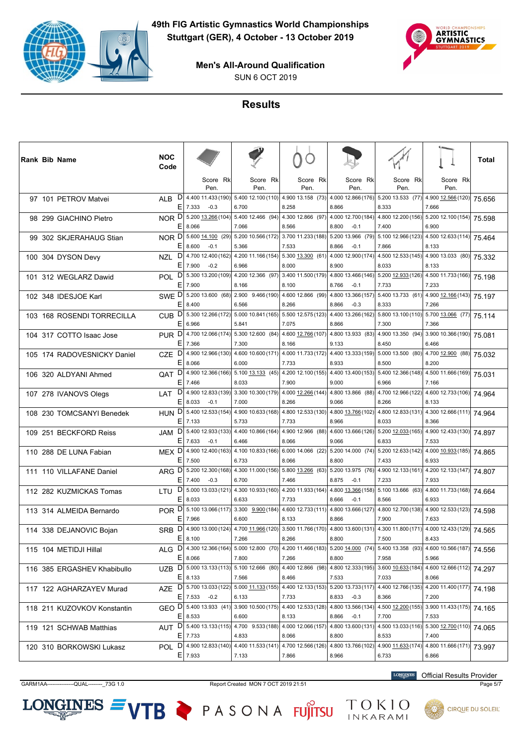# 49th FIG Artistic Gymnastics World Championships

Stuttgart (GER), 4 October - 13 October 2019

## Men's All-Around Qualification

SUN 6 OCT 2019

## Results

| Rank | Bib | Name | NOC Code | | Floor Exercise Score (Rk) Pen. | Pommel Horse Score (Rk) Pen. | Rings Score (Rk) Pen. | Vault Score (Rk) Pen. | Parallel Bars Score (Rk) Pen. | Horizontal Bar Score (Rk) Pen. | Total |
|---|---|---|---|---|---|---|---|---|---|---|---|
| 97 | 101 | PETROV Matvei | ALB | D | 4.400 11.433 (190) | 5.400 12.100 (110) | 4.900 13.158 (73) | 4.000 12.866 (176) | 5.200 13.533 (77) | 4.900 12.566 (120) | 75.656 |
| | | | | E | 7.333 -0.3 | 6.700 | 8.258 | 8.866 | 8.333 | 7.666 | |
| 98 | 299 | GIACHINO Pietro | NOR | D | 5.200 13.266 (104) | 5.400 12.466 (94) | 4.300 12.866 (97) | 4.000 12.700 (184) | 4.800 12.200 (156) | 5.200 12.100 (154) | 75.598 |
| | | | | E | 8.066 | 7.066 | 8.566 | 8.800 -0.1 | 7.400 | 6.900 | |
| 99 | 302 | SKJERAHAUG Stian | NOR | D | 5.600 14.100 (29) | 5.200 10.566 (172) | 3.700 11.233 (188) | 5.200 13.966 (79) | 5.100 12.966 (123) | 4.500 12.633 (114) | 75.464 |
| | | | | E | 8.600 -0.1 | 5.366 | 7.533 | 8.866 -0.1 | 7.866 | 8.133 | |
| 100 | 304 | DYSON Devy | NZL | D | 4.700 12.400 (162) | 4.200 11.166 (154) | 5.300 13.300 (61) | 4.000 12.900 (174) | 4.500 12.533 (145) | 4.900 13.033 (80) | 75.332 |
| | | | | E | 7.900 -0.2 | 6.966 | 8.000 | 8.900 | 8.033 | 8.133 | |
| 101 | 312 | WEGLARZ Dawid | POL | D | 5.300 13.200 (109) | 4.200 12.366 (97) | 3.400 11.500 (179) | 4.800 13.466 (146) | 5.200 12.933 (126) | 4.500 11.733 (166) | 75.198 |
| | | | | E | 7.900 | 8.166 | 8.100 | 8.766 -0.1 | 7.733 | 7.233 | |
| 102 | 348 | IDESJOE Karl | SWE | D | 5.200 13.600 (68) | 2.900 9.466 (190) | 4.600 12.866 (99) | 4.800 13.366 (157) | 5.400 13.733 (61) | 4.900 12.166 (143) | 75.197 |
| | | | | E | 8.400 | 6.566 | 8.266 | 8.866 -0.3 | 8.333 | 7.266 | |
| 103 | 168 | ROSENDI TORRECILLA | CUB | D | 5.300 12.266 (172) | 5.000 10.841 (165) | 5.500 12.575 (123) | 4.400 13.266 (162) | 5.800 13.100 (110) | 5.700 13.066 (77) | 75.114 |
| | | | | E | 6.966 | 5.841 | 7.075 | 8.866 | 7.300 | 7.366 | |
| 104 | 317 | COTTO Isaac Jose | PUR | D | 4.700 12.066 (174) | 5.300 12.600 (84) | 4.600 12.766 (107) | 4.800 13.933 (83) | 4.900 13.350 (94) | 3.900 10.366 (190) | 75.081 |
| | | | | E | 7.366 | 7.300 | 8.166 | 9.133 | 8.450 | 6.466 | |
| 105 | 174 | RADOVESNICKY Daniel | CZE | D | 4.900 12.966 (130) | 4.600 10.600 (171) | 4.000 11.733 (172) | 4.400 13.333 (159) | 5.000 13.500 (80) | 4.700 12.900 (88) | 75.032 |
| | | | | E | 8.066 | 6.000 | 7.733 | 8.933 | 8.500 | 8.200 | |
| 106 | 320 | ALDYANI Ahmed | QAT | D | 4.900 12.366 (166) | 5.100 13.133 (45) | 4.200 12.100 (155) | 4.400 13.400 (153) | 5.400 12.366 (148) | 4.500 11.666 (169) | 75.031 |
| | | | | E | 7.466 | 8.033 | 7.900 | 9.000 | 6.966 | 7.166 | |
| 107 | 278 | IVANOVS Olegs | LAT | D | 4.900 12.833 (139) | 3.300 10.300 (179) | 4.000 12.266 (144) | 4.800 13.866 (88) | 4.700 12.966 (122) | 4.600 12.733 (106) | 74.964 |
| | | | | E | 8.033 -0.1 | 7.000 | 8.266 | 9.066 | 8.266 | 8.133 | |
| 108 | 230 | TOMCSANYI Benedek | HUN | D | 5.400 12.533 (154) | 4.900 10.633 (168) | 4.800 12.533 (130) | 4.800 13.766 (102) | 4.800 12.833 (131) | 4.300 12.666 (111) | 74.964 |
| | | | | E | 7.133 | 5.733 | 7.733 | 8.966 | 8.033 | 8.366 | |
| 109 | 251 | BECKFORD Reiss | JAM | D | 5.400 12.933 (133) | 4.400 10.866 (164) | 4.900 12.966 (88) | 4.600 13.666 (126) | 5.200 12.033 (165) | 4.900 12.433 (130) | 74.897 |
| | | | | E | 7.633 -0.1 | 6.466 | 8.066 | 9.066 | 6.833 | 7.533 | |
| 110 | 288 | DE LUNA Fabian | MEX | D | 4.900 12.400 (163) | 4.100 10.833 (166) | 6.000 14.066 (22) | 5.200 14.000 (74) | 5.200 12.633 (142) | 4.000 10.933 (185) | 74.865 |
| | | | | E | 7.500 | 6.733 | 8.066 | 8.800 | 7.433 | 6.933 | |
| 111 | 110 | VILLAFANE Daniel | ARG | D | 5.200 12.300 (168) | 4.300 11.000 (156) | 5.800 13.266 (63) | 5.200 13.975 (76) | 4.900 12.133 (161) | 4.200 12.133 (147) | 74.807 |
| | | | | E | 7.400 -0.3 | 6.700 | 7.466 | 8.875 -0.1 | 7.233 | 7.933 | |
| 112 | 282 | KUZMICKAS Tomas | LTU | D | 5.000 13.033 (121) | 4.300 10.933 (160) | 4.200 11.933 (164) | 4.800 13.366 (158) | 5.100 13.666 (63) | 4.800 11.733 (168) | 74.664 |
| | | | | E | 8.033 | 6.633 | 7.733 | 8.666 -0.1 | 8.566 | 6.933 | |
| 113 | 314 | ALMEIDA Bernardo | POR | D | 5.100 13.066 (117) | 3.300 9.900 (184) | 4.600 12.733 (111) | 4.800 13.666 (127) | 4.800 12.700 (138) | 4.900 12.533 (123) | 74.598 |
| | | | | E | 7.966 | 6.600 | 8.133 | 8.866 | 7.900 | 7.633 | |
| 114 | 338 | DEJANOVIC Bojan | SRB | D | 4.900 13.000 (124) | 4.700 11.966 (120) | 3.500 11.766 (170) | 4.800 13.600 (131) | 4.300 11.800 (171) | 4.000 12.433 (129) | 74.565 |
| | | | | E | 8.100 | 7.266 | 8.266 | 8.800 | 7.500 | 8.433 | |
| 115 | 104 | METIDJI Hillal | ALG | D | 4.300 12.366 (164) | 5.000 12.800 (70) | 4.200 11.466 (183) | 5.200 14.000 (74) | 5.400 13.358 (93) | 4.600 10.566 (187) | 74.556 |
| | | | | E | 8.066 | 7.800 | 7.266 | 8.800 | 7.958 | 5.966 | |
| 116 | 385 | ERGASHEV Khabibullo | UZB | D | 5.000 13.133 (113) | 5.100 12.666 (80) | 4.400 12.866 (98) | 4.800 12.333 (195) | 3.600 10.633 (184) | 4.600 12.666 (112) | 74.297 |
| | | | | E | 8.133 | 7.566 | 8.466 | 7.533 | 7.033 | 8.066 | |
| 117 | 122 | AGHARZAYEV Murad | AZE | D | 5.700 13.033 (122) | 5.000 11.133 (155) | 4.400 12.133 (153) | 5.200 13.733 (117) | 4.400 12.766 (135) | 4.200 11.400 (177) | 74.198 |
| | | | | E | 7.533 -0.2 | 6.133 | 7.733 | 8.833 -0.3 | 8.366 | 7.200 | |
| 118 | 211 | KUZOVKOV Konstantin | GEO | D | 5.400 13.933 (41) | 3.900 10.500 (175) | 4.400 12.533 (128) | 4.800 13.566 (134) | 4.500 12.200 (155) | 3.900 11.433 (175) | 74.165 |
| | | | | E | 8.533 | 6.600 | 8.133 | 8.866 -0.1 | 7.700 | 7.533 | |
| 119 | 121 | SCHWAB Matthias | AUT | D | 5.400 13.133 (115) | 4.700 9.533 (188) | 4.000 12.066 (157) | 4.800 13.600 (131) | 4.500 13.033 (116) | 5.300 12.700 (110) | 74.065 |
| | | | | E | 7.733 | 4.833 | 8.066 | 8.800 | 8.533 | 7.400 | |
| 120 | 310 | BORKOWSKI Lukasz | POL | D | 4.900 12.833 (140) | 4.400 11.533 (141) | 4.700 12.566 (126) | 4.800 13.766 (102) | 4.900 11.633 (174) | 4.800 11.666 (171) | 73.997 |
| | | | | E | 7.933 | 7.133 | 7.866 | 8.966 | 6.733 | 6.866 | |

GARM1AA--------------QUAL--------_73G 1.0 Report Created MON 7 OCT 2019 21:51

LONGINES Official Results Provider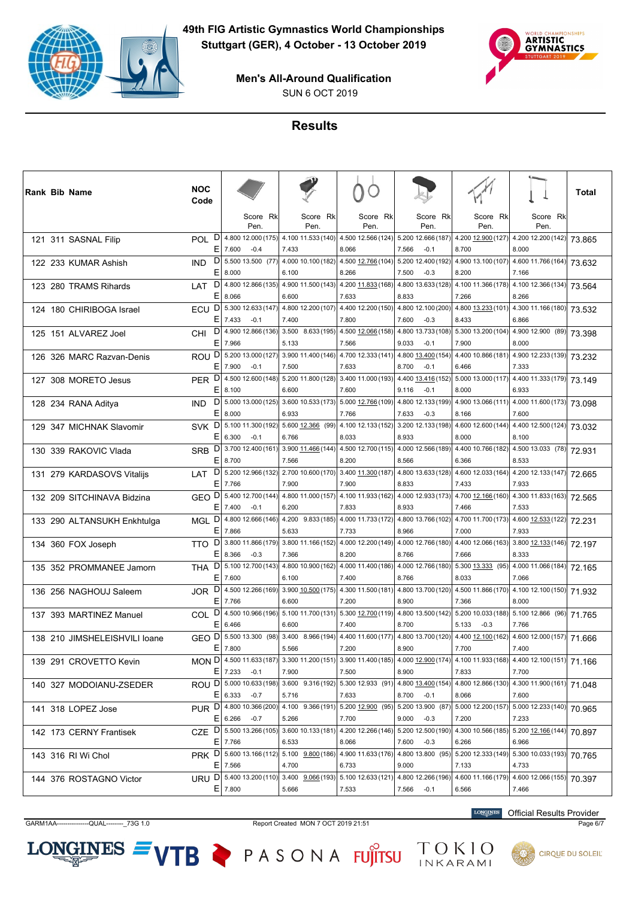# 49th FIG Artistic Gymnastics World Championships
## Stuttgart (GER), 4 October - 13 October 2019

### Men's All-Around Qualification
SUN 6 OCT 2019

## Results

| Rank | Bib | Name | NOC Code | | Floor Score (Rk) Pen. | Pommel Horse Score (Rk) Pen. | Rings Score (Rk) Pen. | Vault Score (Rk) Pen. | Parallel Bars Score (Rk) Pen. | Horizontal Bar Score (Rk) Pen. | Total |
|---|---|---|---|---|---|---|---|---|---|---|---|
| 121 | 311 | SASNAL Filip | POL | D | 4.800 12.000 (175) | 4.100 11.533 (140) | 4.500 12.566 (124) | 5.200 12.666 (187) | 4.200 12.900 (127) | 4.200 12.200 (142) | 73.865 |
| | | | | E | 7.600 -0.4 | 7.433 | 8.066 | 7.566 -0.1 | 8.700 | 8.000 | |
| 122 | 233 | KUMAR Ashish | IND | D | 5.500 13.500 (77) | 4.000 10.100 (182) | 4.500 12.766 (104) | 5.200 12.400 (192) | 4.900 13.100 (107) | 4.600 11.766 (164) | 73.632 |
| | | | | E | 8.000 | 6.100 | 8.266 | 7.500 -0.3 | 8.200 | 7.166 | |
| 123 | 280 | TRAMS Rihards | LAT | D | 4.800 12.866 (135) | 4.900 11.500 (143) | 4.200 11.833 (168) | 4.800 13.633 (128) | 4.100 11.366 (178) | 4.100 12.366 (134) | 73.564 |
| | | | | E | 8.066 | 6.600 | 7.633 | 8.833 | 7.266 | 8.266 | |
| 124 | 180 | CHIRIBOGA Israel | ECU | D | 5.300 12.633 (147) | 4.800 12.200 (107) | 4.400 12.200 (150) | 4.800 12.100 (200) | 4.800 13.233 (101) | 4.300 11.166 (180) | 73.532 |
| | | | | E | 7.433 -0.1 | 7.400 | 7.800 | 7.600 -0.3 | 8.433 | 6.866 | |
| 125 | 151 | ALVAREZ Joel | CHI | D | 4.900 12.866 (136) | 3.500 8.633 (195) | 4.500 12.066 (158) | 4.800 13.733 (108) | 5.300 13.200 (104) | 4.900 12.900 (89) | 73.398 |
| | | | | E | 7.966 | 5.133 | 7.566 | 9.033 -0.1 | 7.900 | 8.000 | |
| 126 | 326 | MARC Razvan-Denis | ROU | D | 5.200 13.000 (127) | 3.900 11.400 (146) | 4.700 12.333 (141) | 4.800 13.400 (154) | 4.400 10.866 (181) | 4.900 12.233 (139) | 73.232 |
| | | | | E | 7.900 -0.1 | 7.500 | 7.633 | 8.700 -0.1 | 6.466 | 7.333 | |
| 127 | 308 | MORETO Jesus | PER | D | 4.500 12.600 (148) | 5.200 11.800 (128) | 3.400 11.000 (193) | 4.400 13.416 (152) | 5.000 13.000 (117) | 4.400 11.333 (179) | 73.149 |
| | | | | E | 8.100 | 6.600 | 7.600 | 9.116 -0.1 | 8.000 | 6.933 | |
| 128 | 234 | RANA Aditya | IND | D | 5.000 13.000 (125) | 3.600 10.533 (173) | 5.000 12.766 (109) | 4.800 12.133 (199) | 4.900 13.066 (111) | 4.000 11.600 (173) | 73.098 |
| | | | | E | 8.000 | 6.933 | 7.766 | 7.633 -0.3 | 8.166 | 7.600 | |
| 129 | 347 | MICHNAK Slavomir | SVK | D | 5.100 11.300 (192) | 5.600 12.366 (99) | 4.100 12.133 (152) | 3.200 12.133 (198) | 4.600 12.600 (144) | 4.400 12.500 (124) | 73.032 |
| | | | | E | 6.300 -0.1 | 6.766 | 8.033 | 8.933 | 8.000 | 8.100 | |
| 130 | 339 | RAKOVIC Vlada | SRB | D | 3.700 12.400 (161) | 3.900 11.466 (144) | 4.500 12.700 (115) | 4.000 12.566 (189) | 4.400 10.766 (182) | 4.500 13.033 (78) | 72.931 |
| | | | | E | 8.700 | 7.566 | 8.200 | 8.566 | 6.366 | 8.533 | |
| 131 | 279 | KARDASOVS Vitalijs | LAT | D | 5.200 12.966 (132) | 2.700 10.600 (170) | 3.400 11.300 (187) | 4.800 13.633 (128) | 4.600 12.033 (164) | 4.200 12.133 (147) | 72.665 |
| | | | | E | 7.766 | 7.900 | 7.900 | 8.833 | 7.433 | 7.933 | |
| 132 | 209 | SITCHINAVA Bidzina | GEO | D | 5.400 12.700 (144) | 4.800 11.000 (157) | 4.100 11.933 (162) | 4.000 12.933 (173) | 4.700 12.166 (160) | 4.300 11.833 (163) | 72.565 |
| | | | | E | 7.400 -0.1 | 6.200 | 7.833 | 8.933 | 7.466 | 7.533 | |
| 133 | 290 | ALTANSUKH Enkhtulga | MGL | D | 4.800 12.666 (146) | 4.200 9.833 (185) | 4.000 11.733 (172) | 4.800 13.766 (102) | 4.700 11.700 (173) | 4.600 12.533 (122) | 72.231 |
| | | | | E | 7.866 | 5.633 | 7.733 | 8.966 | 7.000 | 7.933 | |
| 134 | 360 | FOX Joseph | TTO | D | 3.800 11.866 (179) | 3.800 11.166 (152) | 4.000 12.200 (149) | 4.000 12.766 (180) | 4.400 12.066 (163) | 3.800 12.133 (146) | 72.197 |
| | | | | E | 8.366 -0.3 | 7.366 | 8.200 | 8.766 | 7.666 | 8.333 | |
| 135 | 352 | PROMMANEE Jamorn | THA | D | 5.100 12.700 (143) | 4.800 10.900 (162) | 4.000 11.400 (186) | 4.000 12.766 (180) | 5.300 13.333 (95) | 4.000 11.066 (184) | 72.165 |
| | | | | E | 7.600 | 6.100 | 7.400 | 8.766 | 8.033 | 7.066 | |
| 136 | 256 | NAGHOUJ Saleem | JOR | D | 4.500 12.266 (169) | 3.900 10.500 (175) | 4.300 11.500 (181) | 4.800 13.700 (120) | 4.500 11.866 (170) | 4.100 12.100 (150) | 71.932 |
| | | | | E | 7.766 | 6.600 | 7.200 | 8.900 | 7.366 | 8.000 | |
| 137 | 393 | MARTINEZ Manuel | COL | D | 4.500 10.966 (196) | 5.100 11.700 (131) | 5.300 12.700 (119) | 4.800 13.500 (142) | 5.200 10.033 (188) | 5.100 12.866 (96) | 71.765 |
| | | | | E | 6.466 | 6.600 | 7.400 | 8.700 | 5.133 -0.3 | 7.766 | |
| 138 | 210 | JIMSHELEISHVILI Ioane | GEO | D | 5.500 13.300 (98) | 3.400 8.966 (194) | 4.400 11.600 (177) | 4.800 13.700 (120) | 4.400 12.100 (162) | 4.600 12.000 (157) | 71.666 |
| | | | | E | 7.800 | 5.566 | 7.200 | 8.900 | 7.700 | 7.400 | |
| 139 | 291 | CROVETTO Kevin | MON | D | 4.500 11.633 (187) | 3.300 11.200 (151) | 3.900 11.400 (185) | 4.000 12.900 (174) | 4.100 11.933 (168) | 4.400 12.100 (151) | 71.166 |
| | | | | E | 7.233 -0.1 | 7.900 | 7.500 | 8.900 | 7.833 | 7.700 | |
| 140 | 327 | MODOIANU-ZSEDER | ROU | D | 5.000 10.633 (198) | 3.600 9.316 (192) | 5.300 12.933 (91) | 4.800 13.400 (154) | 4.800 12.866 (130) | 4.300 11.900 (161) | 71.048 |
| | | | | E | 6.333 -0.7 | 5.716 | 7.633 | 8.700 -0.1 | 8.066 | 7.600 | |
| 141 | 318 | LOPEZ Jose | PUR | D | 4.800 10.366 (200) | 4.100 9.366 (191) | 5.200 12.900 (95) | 5.200 13.900 (87) | 5.000 12.200 (157) | 5.000 12.233 (140) | 70.965 |
| | | | | E | 6.266 -0.7 | 5.266 | 7.700 | 9.000 -0.3 | 7.200 | 7.233 | |
| 142 | 173 | CERNY Frantisek | CZE | D | 5.500 13.266 (105) | 3.600 10.133 (181) | 4.200 12.266 (146) | 5.200 12.500 (190) | 4.300 10.566 (185) | 5.200 12.166 (144) | 70.897 |
| | | | | E | 7.766 | 6.533 | 8.066 | 7.600 -0.3 | 6.266 | 6.966 | |
| 143 | 316 | RI Wi Chol | PRK | D | 5.600 13.166 (112) | 5.100 9.800 (186) | 4.900 11.633 (176) | 4.800 13.800 (95) | 5.200 12.333 (149) | 5.300 10.033 (193) | 70.765 |
| | | | | E | 7.566 | 4.700 | 6.733 | 9.000 | 7.133 | 4.733 | |
| 144 | 376 | ROSTAGNO Victor | URU | D | 5.400 13.200 (110) | 3.400 9.066 (193) | 5.100 12.633 (121) | 4.800 12.266 (196) | 4.600 11.166 (179) | 4.600 12.066 (155) | 70.397 |
| | | | | E | 7.800 | 5.666 | 7.533 | 7.566 -0.1 | 6.566 | 7.466 | |

GARM1AA---------------QUAL--------_73G 1.0 Report Created MON 7 OCT 2019 21:51

LONGINES Official Results Provider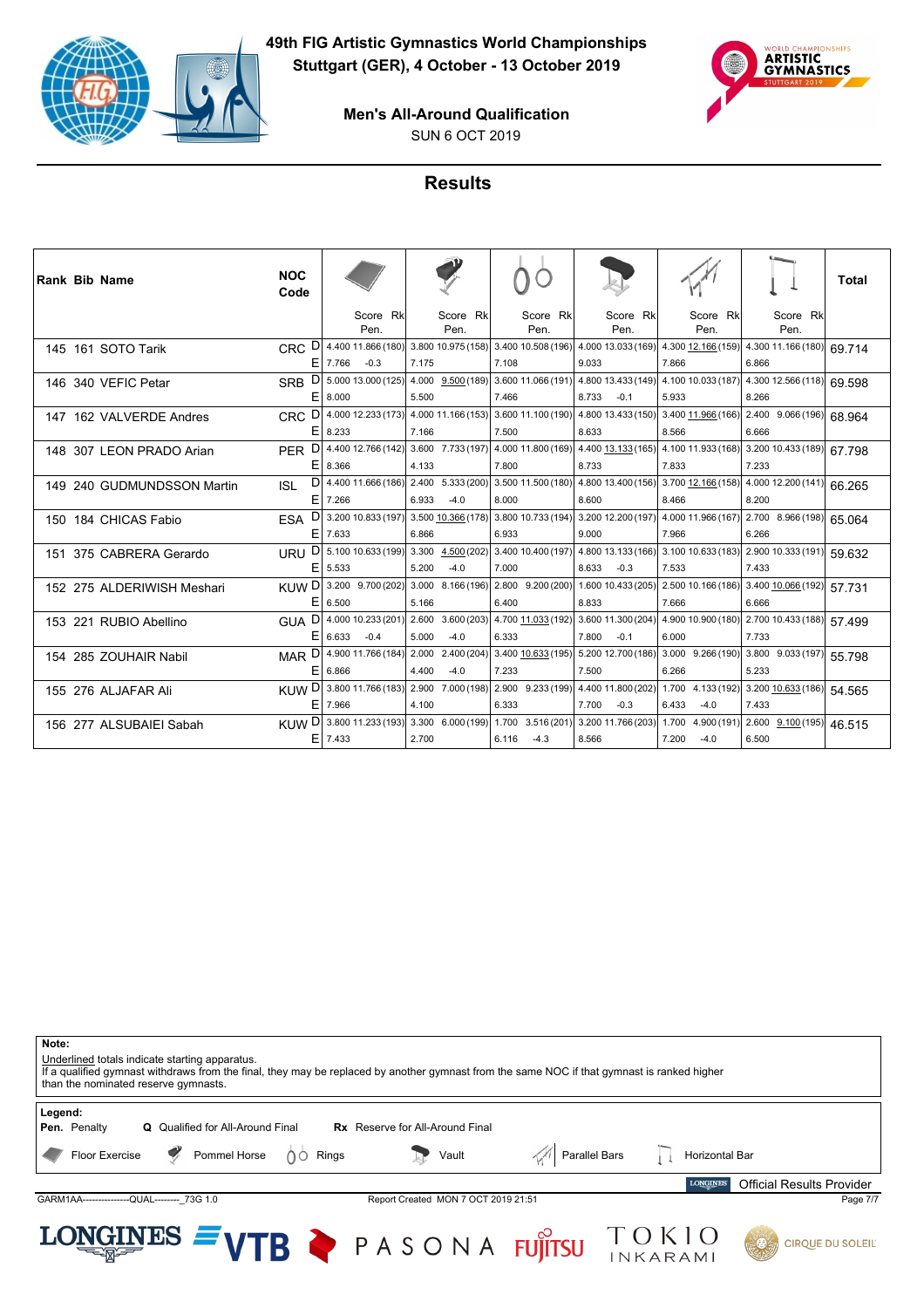# 49th FIG Artistic Gymnastics World Championships

**Stuttgart (GER), 4 October - 13 October 2019**

**Men's All-Around Qualification**

SUN 6 OCT 2019

## Results

| Rank | Bib | Name | NOC Code | | Floor Exercise Score (Rk) Pen. | Pommel Horse Score (Rk) Pen. | Rings Score (Rk) Pen. | Vault Score (Rk) Pen. | Parallel Bars Score (Rk) Pen. | Horizontal Bar Score (Rk) Pen. | Total |
|---|---|---|---|---|---|---|---|---|---|---|---|
| 145 | 161 | SOTO Tarik | CRC | D | 4.400 11.866 (180) | 3.800 10.975 (158) | 3.400 10.508 (196) | 4.000 13.033 (169) | 4.300 12.166 (159) | 4.300 11.166 (180) | 69.714 |
| | | | | E | 7.766 -0.3 | 7.175 | 7.108 | 9.033 | 7.866 | 6.866 | |
| 146 | 340 | VEFIC Petar | SRB | D | 5.000 13.000 (125) | 4.000 9.500 (189) | 3.600 11.066 (191) | 4.800 13.433 (149) | 4.100 10.033 (187) | 4.300 12.566 (118) | 69.598 |
| | | | | E | 8.000 | 5.500 | 7.466 | 8.733 -0.1 | 5.933 | 8.266 | |
| 147 | 162 | VALVERDE Andres | CRC | D | 4.000 12.233 (173) | 4.000 11.166 (153) | 3.600 11.100 (190) | 4.800 13.433 (150) | 3.400 11.966 (166) | 2.400 9.066 (196) | 68.964 |
| | | | | E | 8.233 | 7.166 | 7.500 | 8.633 | 8.566 | 6.666 | |
| 148 | 307 | LEON PRADO Arian | PER | D | 4.400 12.766 (142) | 3.600 7.733 (197) | 4.000 11.800 (169) | 4.400 13.133 (165) | 4.100 11.933 (168) | 3.200 10.433 (189) | 67.798 |
| | | | | E | 8.366 | 4.133 | 7.800 | 8.733 | 7.833 | 7.233 | |
| 149 | 240 | GUDMUNDSSON Martin | ISL | D | 4.400 11.666 (186) | 2.400 5.333 (200) | 3.500 11.500 (180) | 4.800 13.400 (156) | 3.700 12.166 (158) | 4.000 12.200 (141) | 66.265 |
| | | | | E | 7.266 | 6.933 -4.0 | 8.000 | 8.600 | 8.466 | 8.200 | |
| 150 | 184 | CHICAS Fabio | ESA | D | 3.200 10.833 (197) | 3.500 10.366 (178) | 3.800 10.733 (194) | 3.200 12.200 (197) | 4.000 11.966 (167) | 2.700 8.966 (198) | 65.064 |
| | | | | E | 7.633 | 6.866 | 6.933 | 9.000 | 7.966 | 6.266 | |
| 151 | 375 | CABRERA Gerardo | URU | D | 5.100 10.633 (199) | 3.300 4.500 (202) | 3.400 10.400 (197) | 4.800 13.133 (166) | 3.100 10.633 (183) | 2.900 10.333 (191) | 59.632 |
| | | | | E | 5.533 | 5.200 -4.0 | 7.000 | 8.633 -0.3 | 7.533 | 7.433 | |
| 152 | 275 | ALDERIWISH Meshari | KUW | D | 3.200 9.700 (202) | 3.000 8.166 (196) | 2.800 9.200 (200) | 1.600 10.433 (205) | 2.500 10.166 (186) | 3.400 10.066 (192) | 57.731 |
| | | | | E | 6.500 | 5.166 | 6.400 | 8.833 | 7.666 | 6.666 | |
| 153 | 221 | RUBIO Abellino | GUA | D | 4.000 10.233 (201) | 2.600 3.600 (203) | 4.700 11.033 (192) | 3.600 11.300 (204) | 4.900 10.900 (180) | 2.700 10.433 (188) | 57.499 |
| | | | | E | 6.633 -0.4 | 5.000 -4.0 | 6.333 | 7.800 -0.1 | 6.000 | 7.733 | |
| 154 | 285 | ZOUHAIR Nabil | MAR | D | 4.900 11.766 (184) | 2.000 2.400 (204) | 3.400 10.633 (195) | 5.200 12.700 (186) | 3.000 9.266 (190) | 3.800 9.033 (197) | 55.798 |
| | | | | E | 6.866 | 4.400 -4.0 | 7.233 | 7.500 | 6.266 | 5.233 | |
| 155 | 276 | ALJAFAR Ali | KUW | D | 3.800 11.766 (183) | 2.900 7.000 (198) | 2.900 9.233 (199) | 4.400 11.800 (202) | 1.700 4.133 (192) | 3.200 10.633 (186) | 54.565 |
| | | | | E | 7.966 | 4.100 | 6.333 | 7.700 -0.3 | 6.433 -4.0 | 7.433 | |
| 156 | 277 | ALSUBAIEI Sabah | KUW | D | 3.800 11.233 (193) | 3.300 6.000 (199) | 1.700 3.516 (201) | 3.200 11.766 (203) | 1.700 4.900 (191) | 2.600 9.100 (195) | 46.515 |
| | | | | E | 7.433 | 2.700 | 6.116 -4.3 | 8.566 | 7.200 -4.0 | 6.500 | |

**Note:**
Underlined totals indicate starting apparatus.
If a qualified gymnast withdraws from the final, they may be replaced by another gymnast from the same NOC if that gymnast is ranked higher than the nominated reserve gymnasts.

**Legend:**
**Pen.** Penalty **Q** Qualified for All-Around Final **Rx** Reserve for All-Around Final

Floor Exercise, Pommel Horse, Rings, Vault, Parallel Bars, Horizontal Bar

Official Results Provider

GARM1AA---------------QUAL--------_73G 1.0 Report Created MON 7 OCT 2019 21:51